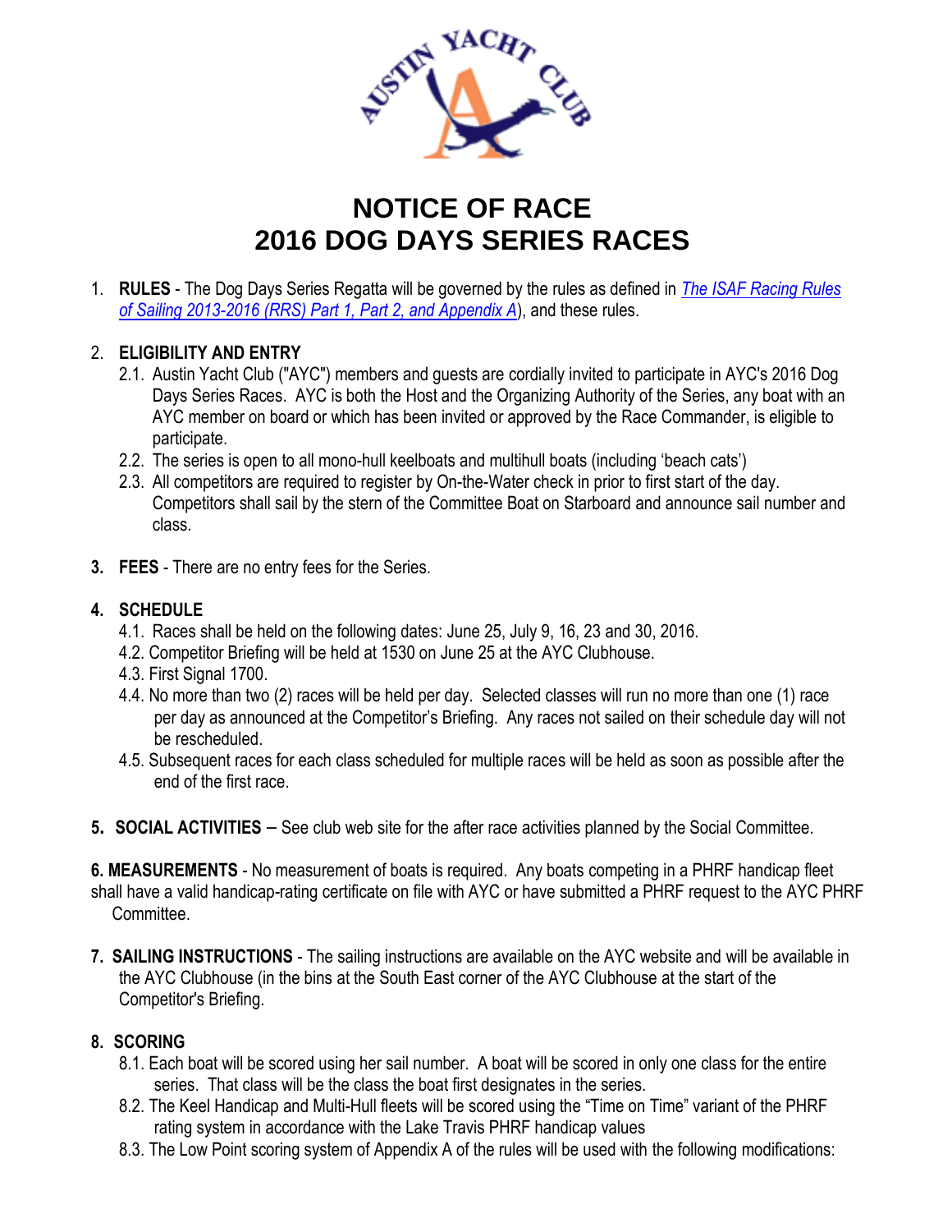# NOTICE OF RACE
# 2016 DOG DAYS SERIES RACES

1. **RULES** - The Dog Days Series Regatta will be governed by the rules as defined in *The ISAF Racing Rules of Sailing 2013-2016 (RRS) Part 1, Part 2, and Appendix A*), and these rules.

2. **ELIGIBILITY AND ENTRY**
   2.1. Austin Yacht Club ("AYC") members and guests are cordially invited to participate in AYC's 2016 Dog Days Series Races. AYC is both the Host and the Organizing Authority of the Series, any boat with an AYC member on board or which has been invited or approved by the Race Commander, is eligible to participate.
   2.2. The series is open to all mono-hull keelboats and multihull boats (including 'beach cats')
   2.3. All competitors are required to register by On-the-Water check in prior to first start of the day. Competitors shall sail by the stern of the Committee Boat on Starboard and announce sail number and class.

3. **FEES** - There are no entry fees for the Series.

4. **SCHEDULE**
   4.1. Races shall be held on the following dates: June 25, July 9, 16, 23 and 30, 2016.
   4.2. Competitor Briefing will be held at 1530 on June 25 at the AYC Clubhouse.
   4.3. First Signal 1700.
   4.4. No more than two (2) races will be held per day. Selected classes will run no more than one (1) race per day as announced at the Competitor's Briefing. Any races not sailed on their schedule day will not be rescheduled.
   4.5. Subsequent races for each class scheduled for multiple races will be held as soon as possible after the end of the first race.

5. **SOCIAL ACTIVITIES** – See club web site for the after race activities planned by the Social Committee.

6. **MEASUREMENTS** - No measurement of boats is required. Any boats competing in a PHRF handicap fleet shall have a valid handicap-rating certificate on file with AYC or have submitted a PHRF request to the AYC PHRF Committee.

7. **SAILING INSTRUCTIONS** - The sailing instructions are available on the AYC website and will be available in the AYC Clubhouse (in the bins at the South East corner of the AYC Clubhouse at the start of the Competitor's Briefing.

8. **SCORING**
   8.1. Each boat will be scored using her sail number. A boat will be scored in only one class for the entire series. That class will be the class the boat first designates in the series.
   8.2. The Keel Handicap and Multi-Hull fleets will be scored using the "Time on Time" variant of the PHRF rating system in accordance with the Lake Travis PHRF handicap values
   8.3. The Low Point scoring system of Appendix A of the rules will be used with the following modifications: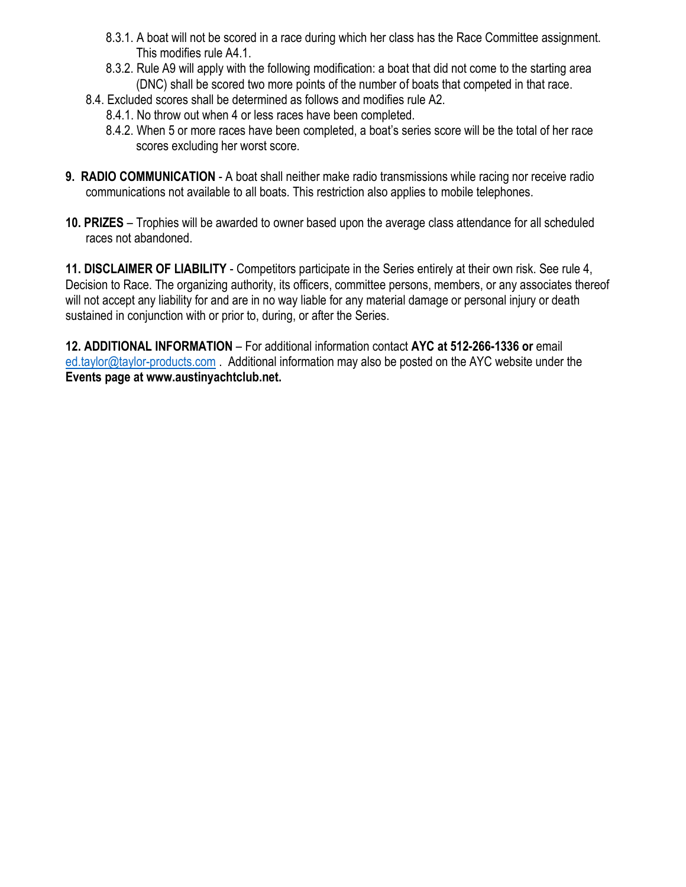- 8.3.1. A boat will not be scored in a race during which her class has the Race Committee assignment. This modifies rule A4.1.
- 8.3.2. Rule A9 will apply with the following modification: a boat that did not come to the starting area (DNC) shall be scored two more points of the number of boats that competed in that race.

8.4. Excluded scores shall be determined as follows and modifies rule A2.

- 8.4.1. No throw out when 4 or less races have been completed.
- 8.4.2. When 5 or more races have been completed, a boat's series score will be the total of her race scores excluding her worst score.

**9. RADIO COMMUNICATION** - A boat shall neither make radio transmissions while racing nor receive radio communications not available to all boats. This restriction also applies to mobile telephones.

**10. PRIZES** – Trophies will be awarded to owner based upon the average class attendance for all scheduled races not abandoned.

**11. DISCLAIMER OF LIABILITY** - Competitors participate in the Series entirely at their own risk. See rule 4, Decision to Race. The organizing authority, its officers, committee persons, members, or any associates thereof will not accept any liability for and are in no way liable for any material damage or personal injury or death sustained in conjunction with or prior to, during, or after the Series.

**12. ADDITIONAL INFORMATION** – For additional information contact **AYC at 512-266-1336 or** email [ed.taylor@taylor-products.com](mailto:ed.taylor@taylor-products.com) . Additional information may also be posted on the AYC website under the **Events page at www.austinyachtclub.net.**